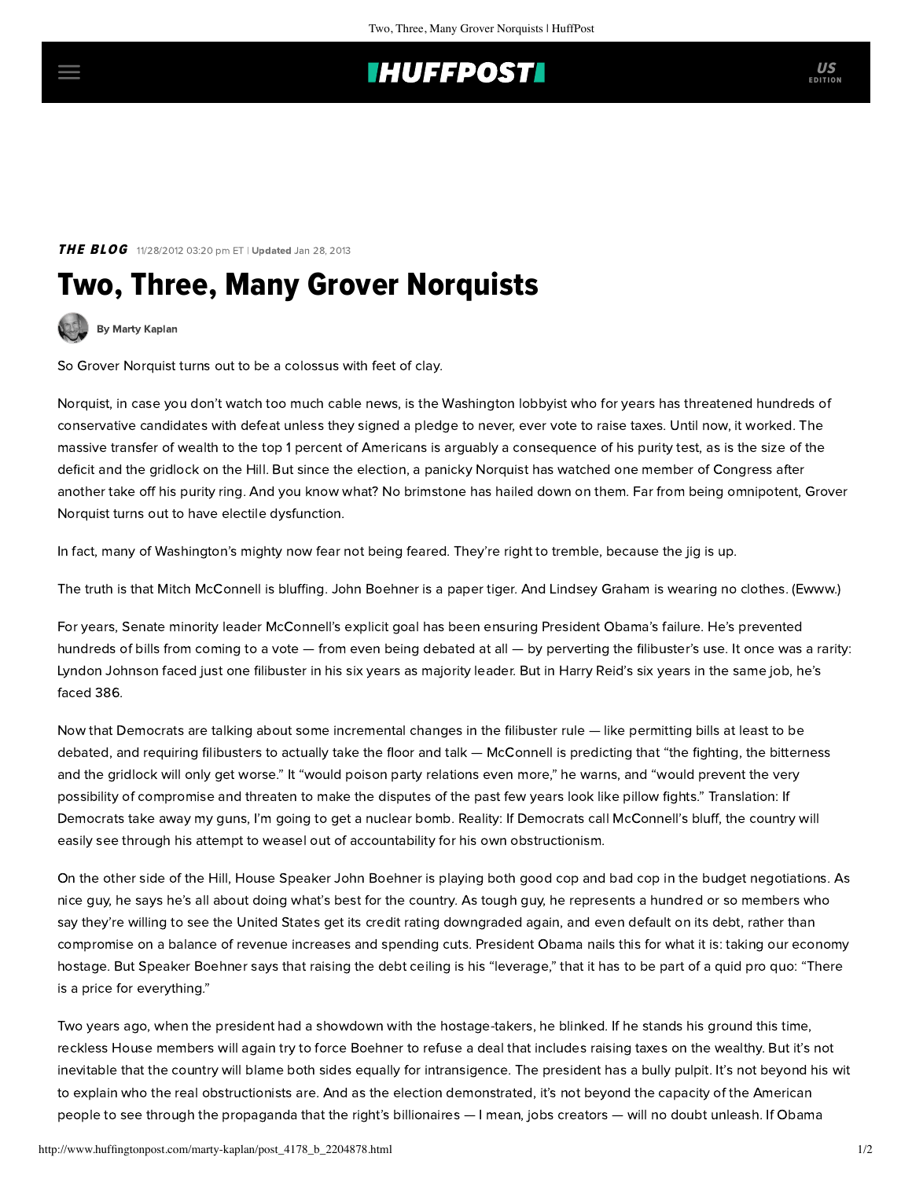**THE BLOG** 11/28/2012 03:20 pm ET | **Updated** Jan 28, 2013

# Two, Three, Many Grover Norquists

By Marty Kaplan

So Grover Norquist turns out to be a colossus with feet of clay.

Norquist, in case you don't watch too much cable news, is the Washington lobbyist who for years has threatened hundreds of conservative candidates with defeat unless they signed a pledge to never, ever vote to raise taxes. Until now, it worked. The massive transfer of wealth to the top 1 percent of Americans is arguably a consequence of his purity test, as is the size of the deficit and the gridlock on the Hill. But since the election, a panicky Norquist has watched one member of Congress after another take off his purity ring. And you know what? No brimstone has hailed down on them. Far from being omnipotent, Grover Norquist turns out to have electile dysfunction.

In fact, many of Washington's mighty now fear not being feared. They're right to tremble, because the jig is up.

The truth is that Mitch McConnell is bluffing. John Boehner is a paper tiger. And Lindsey Graham is wearing no clothes. (Ewww.)

For years, Senate minority leader McConnell's explicit goal has been ensuring President Obama's failure. He's prevented hundreds of bills from coming to a vote — from even being debated at all — by perverting the filibuster's use. It once was a rarity: Lyndon Johnson faced just one filibuster in his six years as majority leader. But in Harry Reid's six years in the same job, he's faced 386.

Now that Democrats are talking about some incremental changes in the filibuster rule — like permitting bills at least to be debated, and requiring filibusters to actually take the floor and talk — McConnell is predicting that "the fighting, the bitterness and the gridlock will only get worse." It "would poison party relations even more," he warns, and "would prevent the very possibility of compromise and threaten to make the disputes of the past few years look like pillow fights." Translation: If Democrats take away my guns, I'm going to get a nuclear bomb. Reality: If Democrats call McConnell's bluff, the country will easily see through his attempt to weasel out of accountability for his own obstructionism.

On the other side of the Hill, House Speaker John Boehner is playing both good cop and bad cop in the budget negotiations. As nice guy, he says he's all about doing what's best for the country. As tough guy, he represents a hundred or so members who say they're willing to see the United States get its credit rating downgraded again, and even default on its debt, rather than compromise on a balance of revenue increases and spending cuts. President Obama nails this for what it is: taking our economy hostage. But Speaker Boehner says that raising the debt ceiling is his "leverage," that it has to be part of a quid pro quo: "There is a price for everything."

Two years ago, when the president had a showdown with the hostage-takers, he blinked. If he stands his ground this time, reckless House members will again try to force Boehner to refuse a deal that includes raising taxes on the wealthy. But it's not inevitable that the country will blame both sides equally for intransigence. The president has a bully pulpit. It's not beyond his wit to explain who the real obstructionists are. And as the election demonstrated, it's not beyond the capacity of the American people to see through the propaganda that the right's billionaires — I mean, jobs creators — will no doubt unleash. If Obama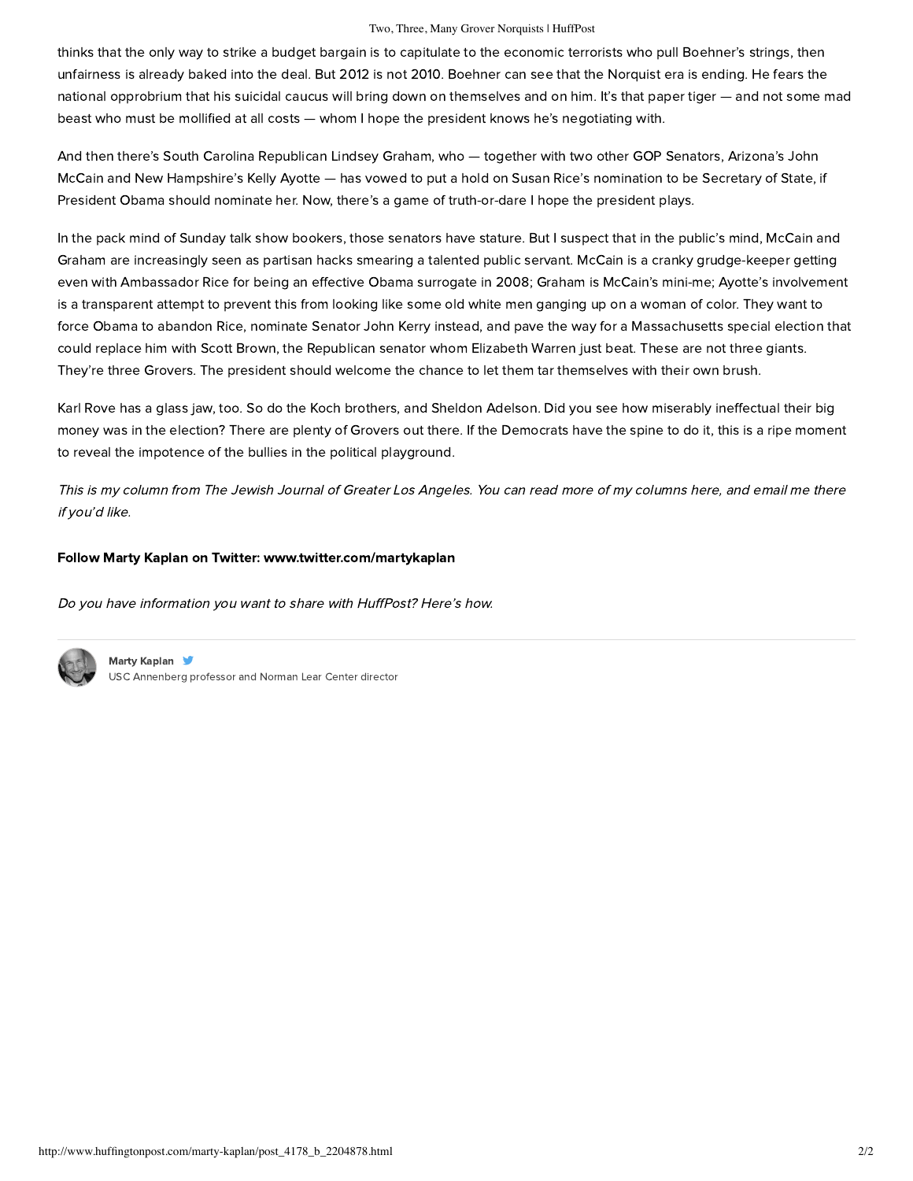thinks that the only way to strike a budget bargain is to capitulate to the economic terrorists who pull Boehner's strings, then unfairness is already baked into the deal. But 2012 is not 2010. Boehner can see that the Norquist era is ending. He fears the national opprobrium that his suicidal caucus will bring down on themselves and on him. It's that paper tiger — and not some mad beast who must be mollified at all costs — whom I hope the president knows he's negotiating with.

And then there's South Carolina Republican Lindsey Graham, who — together with two other GOP Senators, Arizona's John McCain and New Hampshire's Kelly Ayotte — has vowed to put a hold on Susan Rice's nomination to be Secretary of State, if President Obama should nominate her. Now, there's a game of truth-or-dare I hope the president plays.

In the pack mind of Sunday talk show bookers, those senators have stature. But I suspect that in the public's mind, McCain and Graham are increasingly seen as partisan hacks smearing a talented public servant. McCain is a cranky grudge-keeper getting even with Ambassador Rice for being an effective Obama surrogate in 2008; Graham is McCain's mini-me; Ayotte's involvement is a transparent attempt to prevent this from looking like some old white men ganging up on a woman of color. They want to force Obama to abandon Rice, nominate Senator John Kerry instead, and pave the way for a Massachusetts special election that could replace him with Scott Brown, the Republican senator whom Elizabeth Warren just beat. These are not three giants. They're three Grovers. The president should welcome the chance to let them tar themselves with their own brush.

Karl Rove has a glass jaw, too. So do the Koch brothers, and Sheldon Adelson. Did you see how miserably ineffectual their big money was in the election? There are plenty of Grovers out there. If the Democrats have the spine to do it, this is a ripe moment to reveal the impotence of the bullies in the political playground.

*This is my column from The Jewish Journal of Greater Los Angeles. You can read more of my columns here, and email me there if you'd like.*

**Follow Marty Kaplan on Twitter: www.twitter.com/martykaplan**

*Do you have information you want to share with HuffPost? Here's how.*

---

Marty Kaplan
USC Annenberg professor and Norman Lear Center director